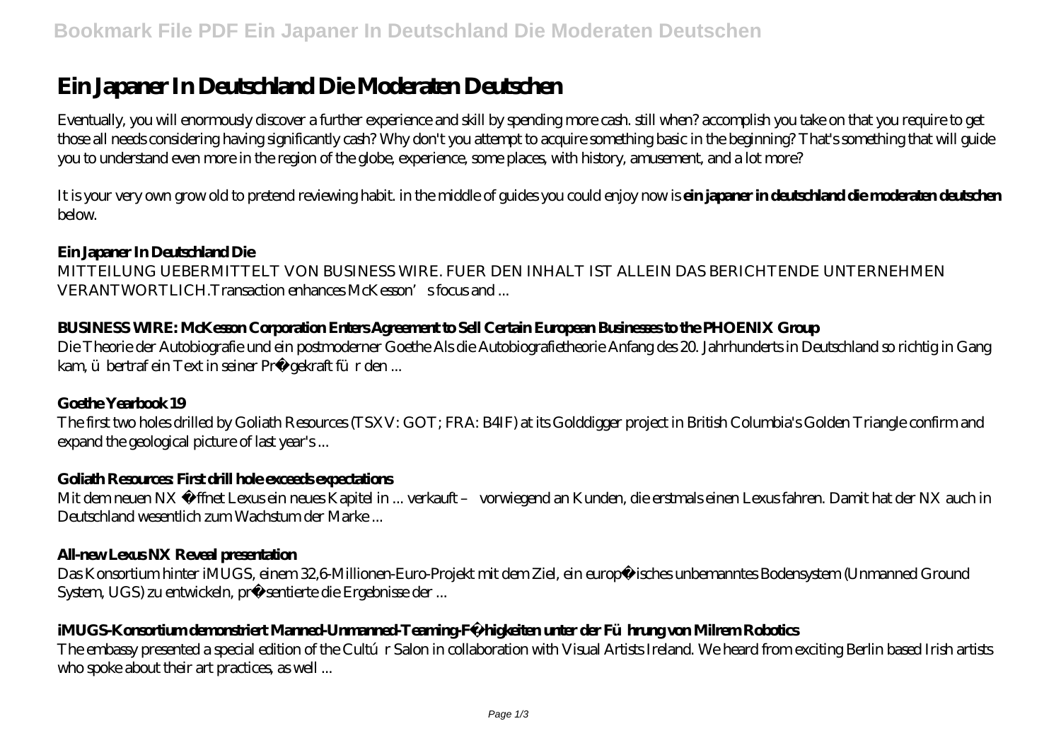# Ein Japaner In Deutschland Die Moderaten Deutschen

Eventually, you will enormously discover a further experience and skill by spending more cash. still when? accomplish you take on that you require to get those all needs considering having significantly cash? Why don't you attempt to acquire something basic in the beginning? That's something that will guide you to understand even more in the region of the globe, experience, some places, with history, amusement, and a lot more?

It is your very own grow old to pretend reviewing habit. in the middle of guides you could enjoy now is **ein japaner in deutschland die moderaten deutschen** below.

### Ein Japaner In Deutschland Die

MITTEILUNG UEBERMITTELT VON BUSINESS WIRE. FUER DEN INHALT IST ALLEIN DAS BERICHTENDE UNTERNEHMEN VERANTWORTLICH.Transaction enhances McKesson's focus and ...

### BUSINESS WIRE: McKesson Corporation Enters Agreement to Sell Certain European Businesses to the PHOENIX Group

Die Theorie der Autobiografie und ein postmoderner Goethe Als die Autobiografietheorie Anfang des 20. Jahrhunderts in Deutschland so richtig in Gang kam, übertraf ein Text in seiner Prägekraft für den ...

### Goethe Yearbook 19

The first two holes drilled by Goliath Resources (TSXV: GOT; FRA: B4IF) at its Golddigger project in British Columbia's Golden Triangle confirm and expand the geological picture of last year's ...

### Goliath Resources: First drill hole exceeds expectations

Mit dem neuen NX öffnet Lexus ein neues Kapitel in ... verkauft – vorwiegend an Kunden, die erstmals einen Lexus fahren. Damit hat der NX auch in Deutschland wesentlich zum Wachstum der Marke ...

### All-new Lexus NX Reveal presentation

Das Konsortium hinter iMUGS, einem 32,6-Millionen-Euro-Projekt mit dem Ziel, ein europäisches unbemanntes Bodensystem (Unmanned Ground System, UGS) zu entwickeln, präsentierte die Ergebnisse der ...

### iMUGS-Konsortium demonstriert Manned-Unmanned-Teaming-Fähigkeiten unter der Führung von Milrem Robotics

The embassy presented a special edition of the Cultúr Salon in collaboration with Visual Artists Ireland. We heard from exciting Berlin based Irish artists who spoke about their art practices, as well ...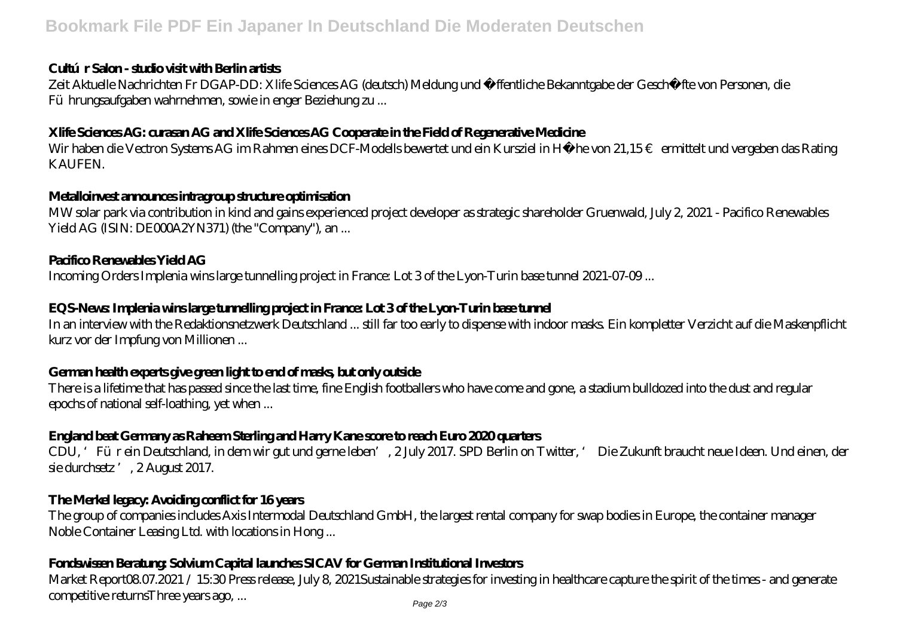**Cultúr Salon - studio visit with Berlin artists**

Zeit Aktuelle Nachrichten Fr DGAP-DD: Xlife Sciences AG (deutsch) Meldung und öffentliche Bekanntgabe der Geschäfte von Personen, die Führungsaufgaben wahrnehmen, sowie in enger Beziehung zu ...

**Xlife Sciences AG: curasan AG and Xlife Sciences AG Cooperate in the Field of Regenerative Medicine**

Wir haben die Vectron Systems AG im Rahmen eines DCF-Modells bewertet und ein Kursziel in Höhe von 21,15 € ermittelt und vergeben das Rating KAUFEN.

**Metalloinvest announces intragroup structure optimisation**

MW solar park via contribution in kind and gains experienced project developer as strategic shareholder Gruenwald, July 2, 2021 - Pacifico Renewables Yield AG (ISIN: DE000A2YN371) (the "Company"), an ...

**Pacifico Renewables Yield AG**

Incoming Orders Implenia wins large tunnelling project in France: Lot 3 of the Lyon-Turin base tunnel 2021-07-09 ...

**EQS-News: Implenia wins large tunnelling project in France: Lot 3 of the Lyon-Turin base tunnel**

In an interview with the Redaktionsnetzwerk Deutschland ... still far too early to dispense with indoor masks. Ein kompletter Verzicht auf die Maskenpflicht kurz vor der Impfung von Millionen ...

**German health experts give green light to end of masks, but only outside**

There is a lifetime that has passed since the last time, fine English footballers who have come and gone, a stadium bulldozed into the dust and regular epochs of national self-loathing, yet when ...

**England beat Germany as Raheem Sterling and Harry Kane score to reach Euro 2020 quarters**

CDU, 'Für ein Deutschland, in dem wir gut und gerne leben', 2 July 2017. SPD Berlin on Twitter, ' Die Zukunft braucht neue Ideen. Und einen, der sie durchsetz', 2 August 2017.

**The Merkel legacy: Avoiding conflict for 16 years**

The group of companies includes Axis Intermodal Deutschland GmbH, the largest rental company for swap bodies in Europe, the container manager Noble Container Leasing Ltd. with locations in Hong ...

**Fondswissen Beratung: Solvium Capital launches SICAV for German Institutional Investors**

Market Report08.07.2021 / 15:30 Press release, July 8, 2021Sustainable strategies for investing in healthcare capture the spirit of the times - and generate competitive returnsThree years ago, ...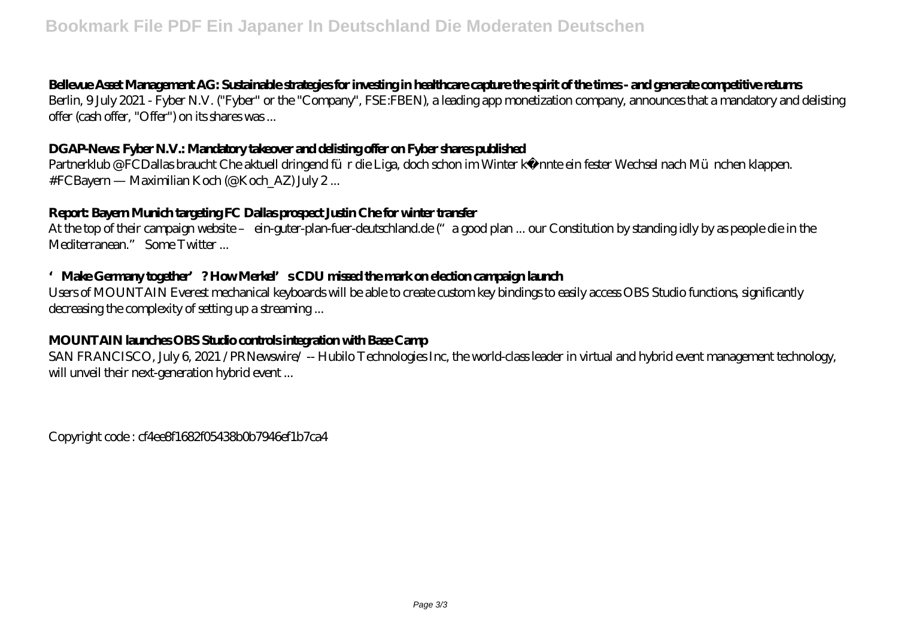**Bellevue Asset Management AG: Sustainable strategies for investing in healthcare capture the spirit of the times - and generate competitive returns**

Berlin, 9 July 2021 - Fyber N.V. ("Fyber" or the "Company", FSE:FBEN), a leading app monetization company, announces that a mandatory and delisting offer (cash offer, "Offer") on its shares was ...

**DGAP-News: Fyber N.V.: Mandatory takeover and delisting offer on Fyber shares published**

Partnerklub @FCDallas braucht Che aktuell dringend für die Liga, doch schon im Winter könnte ein fester Wechsel nach München klappen. #FCBayern — Maximilian Koch (@Koch_AZ) July 2 ...

**Report: Bayern Munich targeting FC Dallas prospect Justin Che for winter transfer**

At the top of their campaign website – ein-guter-plan-fuer-deutschland.de ("a good plan ... our Constitution by standing idly by as people die in the Mediterranean." Some Twitter ...

**'Make Germany together'? How Merkel's CDU missed the mark on election campaign launch**

Users of MOUNTAIN Everest mechanical keyboards will be able to create custom key bindings to easily access OBS Studio functions, significantly decreasing the complexity of setting up a streaming ...

**MOUNTAIN launches OBS Studio controls integration with Base Camp**

SAN FRANCISCO, July 6, 2021 /PRNewswire/ -- Hubilo Technologies Inc, the world-class leader in virtual and hybrid event management technology, will unveil their next-generation hybrid event ...

Copyright code : cf4ee8f1682f05438b0b7946ef1b7ca4